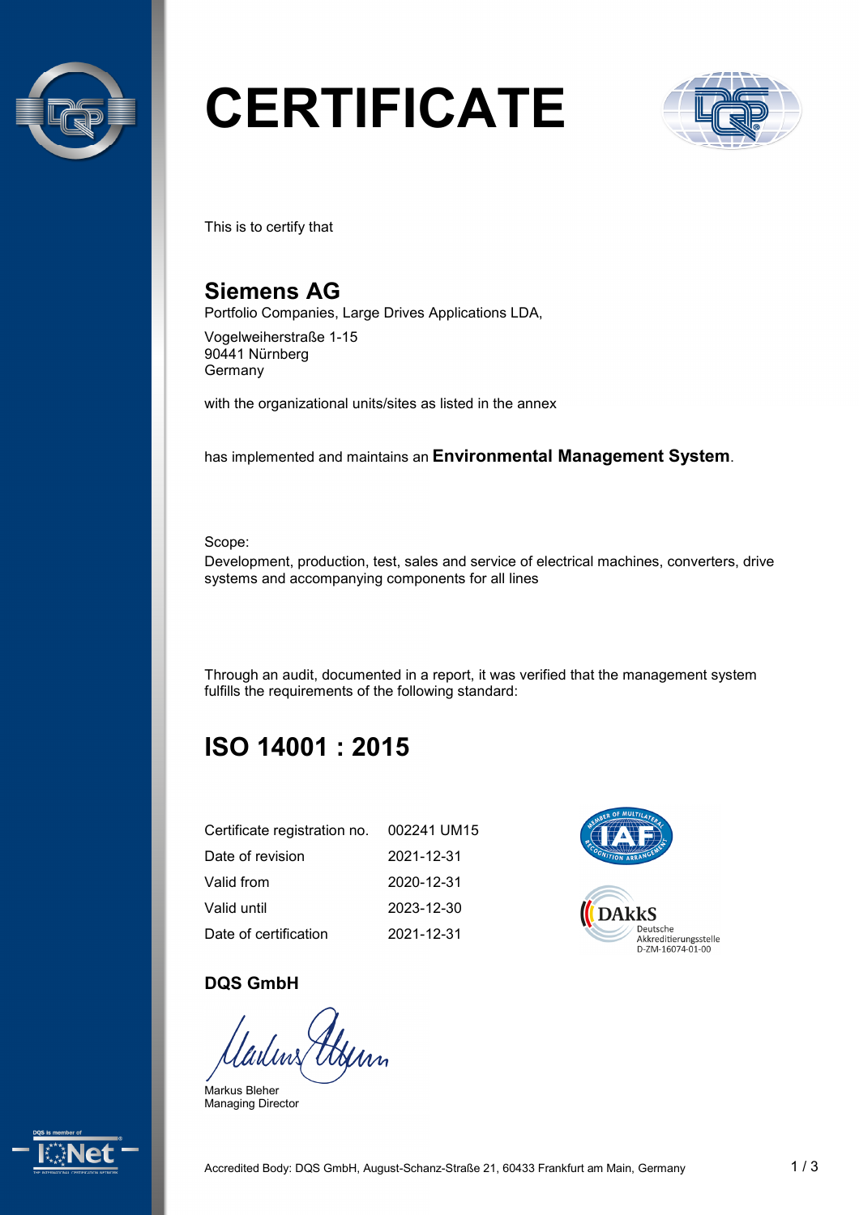# CERTIFICATE

This is to certify that

## Siemens AG

Portfolio Companies, Large Drives Applications LDA,

Vogelweiherstraße 1-15
90441 Nürnberg
Germany

with the organizational units/sites as listed in the annex

has implemented and maintains an **Environmental Management System**.

Scope:
Development, production, test, sales and service of electrical machines, converters, drive systems and accompanying components for all lines

Through an audit, documented in a report, it was verified that the management system fulfills the requirements of the following standard:

## ISO 14001 : 2015

| | |
|---|---|
| Certificate registration no. | 002241 UM15 |
| Date of revision | 2021-12-31 |
| Valid from | 2020-12-31 |
| Valid until | 2023-12-30 |
| Date of certification | 2021-12-31 |

DAkkS Deutsche Akkreditierungsstelle D-ZM-16074-01-00

**DQS GmbH**

Markus Bleher
Managing Director

Accredited Body: DQS GmbH, August-Schanz-Straße 21, 60433 Frankfurt am Main, Germany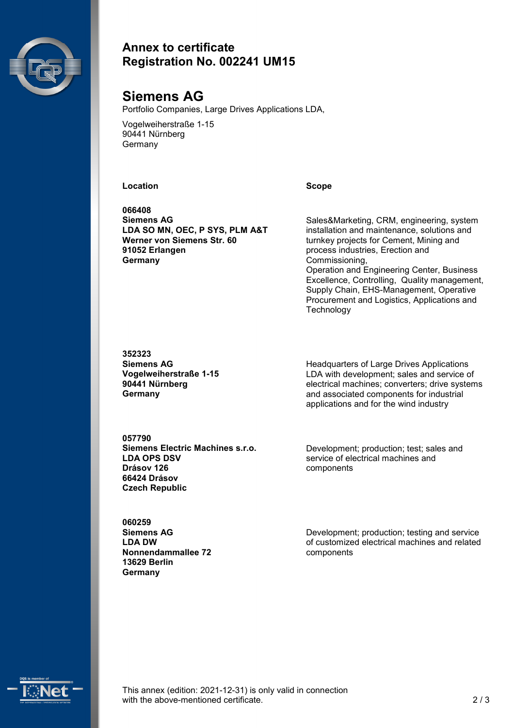## Annex to certificate
## Registration No. 002241 UM15

# Siemens AG

Portfolio Companies, Large Drives Applications LDA,

Vogelweiherstraße 1-15
90441 Nürnberg
Germany

| Location | Scope |
|---|---|
| **066408**<br>**Siemens AG**<br>**LDA SO MN, OEC, P SYS, PLM A&T**<br>**Werner von Siemens Str. 60**<br>**91052 Erlangen**<br>**Germany** | Sales&Marketing, CRM, engineering, system installation and maintenance, solutions and turnkey projects for Cement, Mining and process industries, Erection and Commissioning,<br>Operation and Engineering Center, Business Excellence, Controlling, Quality management, Supply Chain, EHS-Management, Operative Procurement and Logistics, Applications and Technology |
| **352323**<br>**Siemens AG**<br>**Vogelweiherstraße 1-15**<br>**90441 Nürnberg**<br>**Germany** | Headquarters of Large Drives Applications LDA with development; sales and service of electrical machines; converters; drive systems and associated components for industrial applications and for the wind industry |
| **057790**<br>**Siemens Electric Machines s.r.o.**<br>**LDA OPS DSV**<br>**Drásov 126**<br>**66424 Drásov**<br>**Czech Republic** | Development; production; test; sales and service of electrical machines and components |
| **060259**<br>**Siemens AG**<br>**LDA DW**<br>**Nonnendammallee 72**<br>**13629 Berlin**<br>**Germany** | Development; production; testing and service of customized electrical machines and related components |

This annex (edition: 2021-12-31) is only valid in connection with the above-mentioned certificate.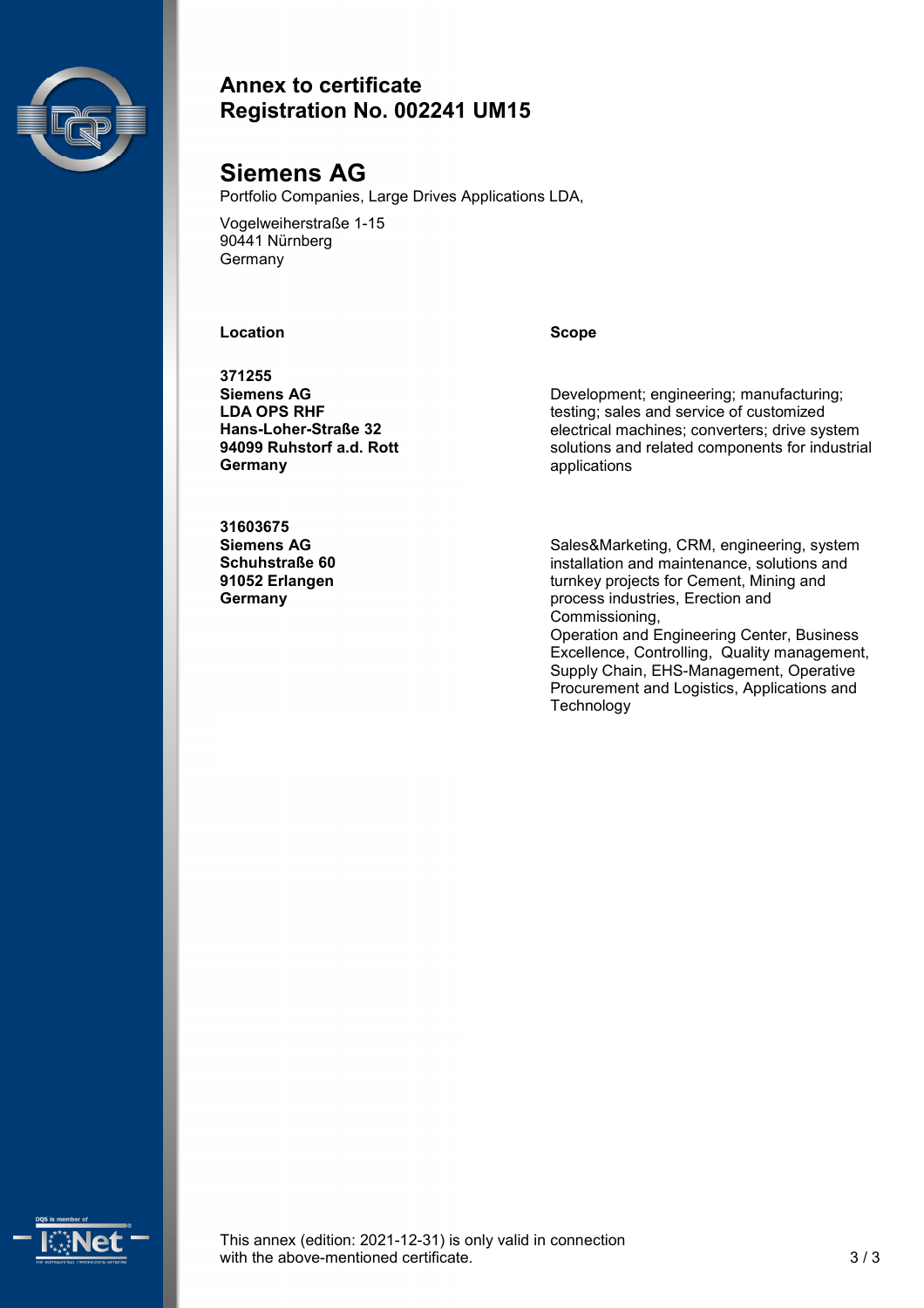## Annex to certificate
## Registration No. 002241 UM15

# Siemens AG

Portfolio Companies, Large Drives Applications LDA,

Vogelweiherstraße 1-15
90441 Nürnberg
Germany

| Location | Scope |
|---|---|
| **371255**<br>**Siemens AG**<br>**LDA OPS RHF**<br>**Hans-Loher-Straße 32**<br>**94099 Ruhstorf a.d. Rott**<br>**Germany** | Development; engineering; manufacturing; testing; sales and service of customized electrical machines; converters; drive system solutions and related components for industrial applications |
| **31603675**<br>**Siemens AG**<br>**Schuhstraße 60**<br>**91052 Erlangen**<br>**Germany** | Sales&Marketing, CRM, engineering, system installation and maintenance, solutions and turnkey projects for Cement, Mining and process industries, Erection and Commissioning,<br>Operation and Engineering Center, Business Excellence, Controlling, Quality management, Supply Chain, EHS-Management, Operative Procurement and Logistics, Applications and Technology |

This annex (edition: 2021-12-31) is only valid in connection with the above-mentioned certificate.